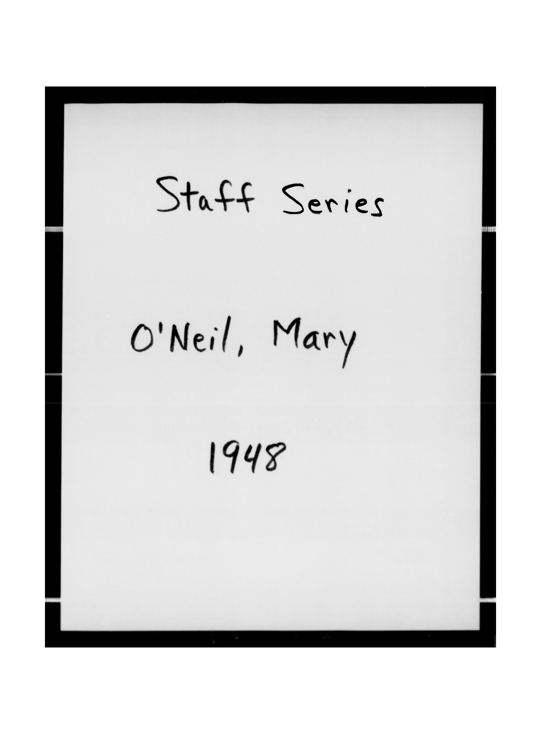Staff Series

O'Neil, Mary

1948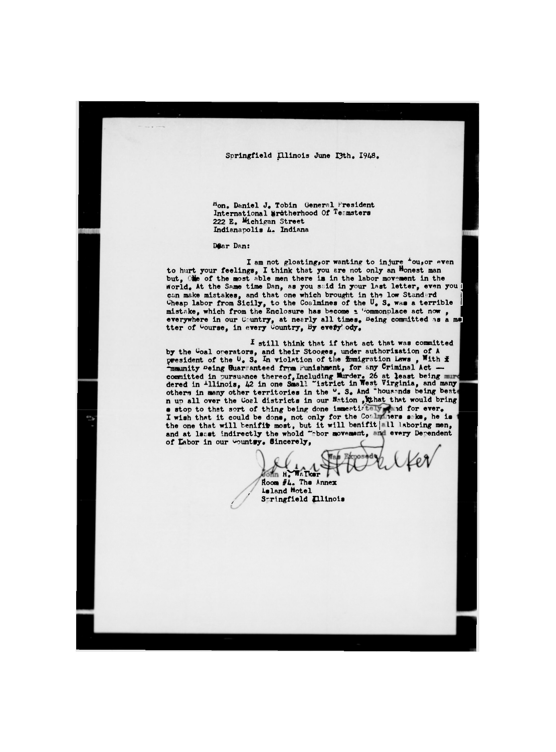Springfield Illinois June 13th. 1948.

Hon. Daniel J. Tobin General President
International Brotherhood Of Teamsters
222 E. Michigan Street
Indianapolis 4. Indiana

Dear Dan:

I am not gloating, or wanting to injure You, or even to hurt your feelings, I think that you are not only an Honest man but, One of the most able men there is in the labor movement in the World. At the Same time Dan, as you said in your last letter, even you can make mistakes, and that one which brought in the low Standard Cheap labor from Sicily, to the Coalmines of the U. S. was a terrible mistake, which from the Enclosure has become a Commonplace act now, everywhere in our Country, at nearly all times. Being committed as a matter of Course, in every Country, By every body.

I still think that if that act that was committed by the Coal operators, and their Stooges, under authorization of A President of the U. S. In violation of the Immigration Laws, With Immunity Being Guaranteed from Punishment, for any Criminal Act — committed in pursuance thereof, Including Murder. 26 at least being murdered in Illinois, 42 in one Small District in West Virginia, and many others in many other territories in the U. S. And Thousands being beaten up all over the Coal districts in our Nation, that that would bring a stop to that sort of thing being done immediately and for ever. I wish that it could be done, not only for the Coalminers sake, he is the one that will benifit most, but it will benifit all laboring men, and at least indirectly the whold Labor movement, and every Dependent of Labor in our Country. Sincerely,

Was Exposed

John H. Walker

John H. Walker
Room #4. The Annex
Leland Hotel
Springfield Illinois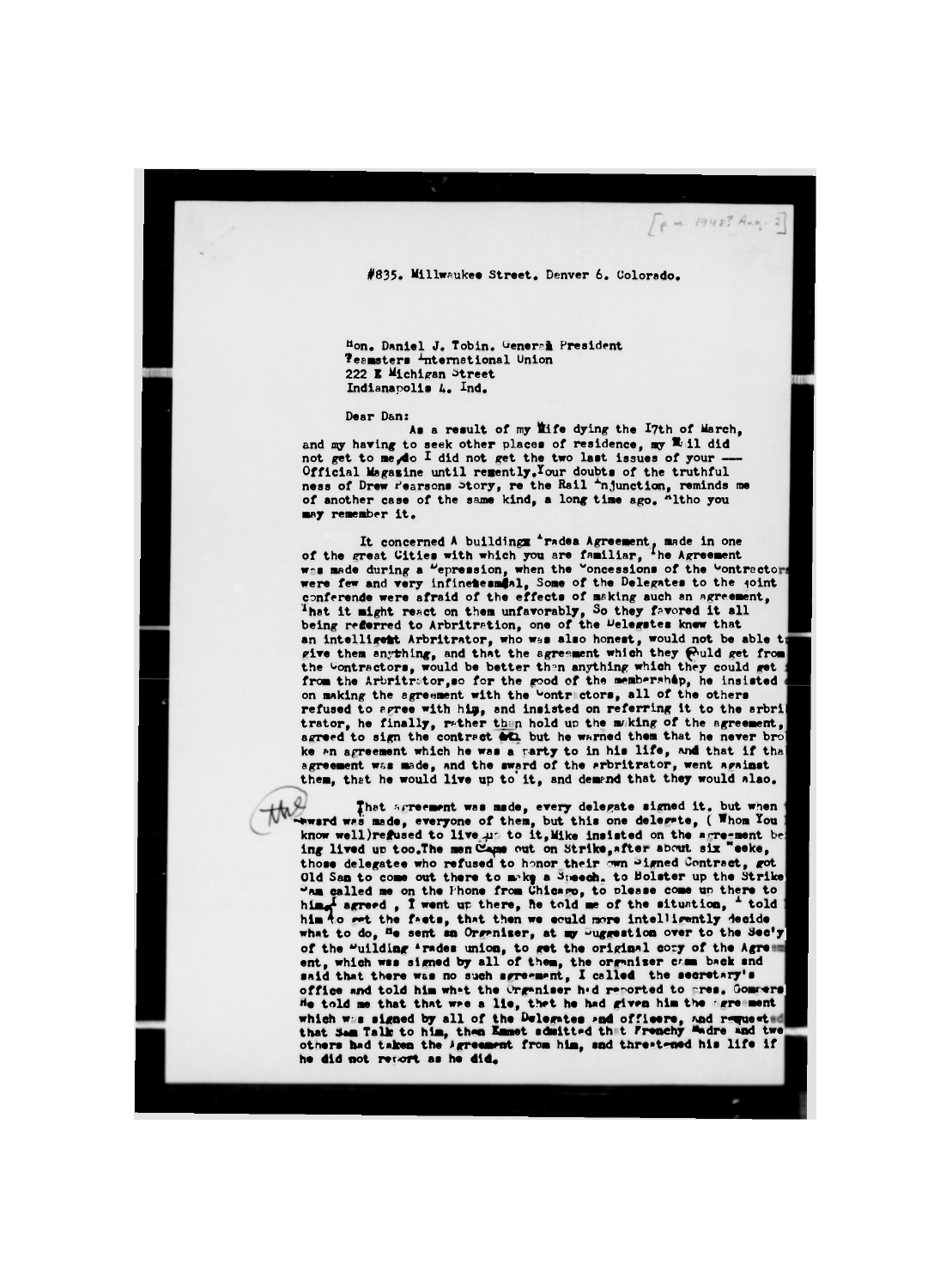[p.m. 1948? Aug. 2]

#835. Millwaukee Street. Denver 6. Colorado.

Hon. Daniel J. Tobin. General President
Teamsters International Union
222 E Michigan Street
Indianapolis 4. Ind.

Dear Dan:

As a result of my Wife dying the 17th of March, and my having to seek other places of residence, my Mail did not get to me, so I did not get the two last issues of your --- Official Magazine until recently. Your doubts of the truthfulness of Drew Pearsons Story, re the Rail Injunction, reminds me of another case of the same kind, a long time ago. Altho you may remember it.

It concerned A buildings Trades Agreement, made in one of the great Cities with which you are familiar, The Agreement was made during a Depression, when the Concessions of the Contractors were few and very infinetesmal, Some of the Delegates to the joint conferende were afraid of the effects of making such an agreement, That it might react on them unfavorably, So they favored it all being referred to Arbritration, one of the Delegates knew that an intelligent Arbritrator, who was also honest, would not be able to give them anything, and that the agreement which they could get from the Contractors, would be better than anything which they could get from the Arbritrator, so for the good of the membership, he insisted on making the agreement with the Contractors, all of the others refused to agree with him, and insisted on referring it to the arbritrator, he finally, rather than hold up the making of the agreement, agreed to sign the contract but he warned them that he never broke an agreement which he was a party to in his life, and that if that agreement was made, and the award of the arbritrator, went against them, that he would live up to it, and demand that they would also.

That agreement was made, every delegate signed it. but when the award was made, everyone of them, but this one delegate, ( Whom You know well) refused to live up to it, Mike insisted on the agreement being lived up too. The men Came out on Strike, after about six Weeks, those delegatees who refused to honor their own Signed Contract, got Old Sam to come out there to make a Speech. to Bolster up the Strike Sam called me on the Phone from Chicago, to please come up there to him, I agreed , I went up there, He told me of the situation, I told him to get the facts, that then we could more intelligently decide what to do, He sent an Organizer, at my Suggestion over to the Sec'y of the Building Trades union, to get the original copy of the Agreement, which was signed by all of them, the organiser cam back and said that there was no such agreement, I called the secretary's office and told him what the Organiser had reported to Pres. Gompers He told me that that was a lie, that he had given him the agreement which was signed by all of the Delegates and officers, and requested that Sam Talk to him, then Emmet admitted that Frenchy Madre and two others had taken the Agreement from him, and threatened his life if he did not report as he did.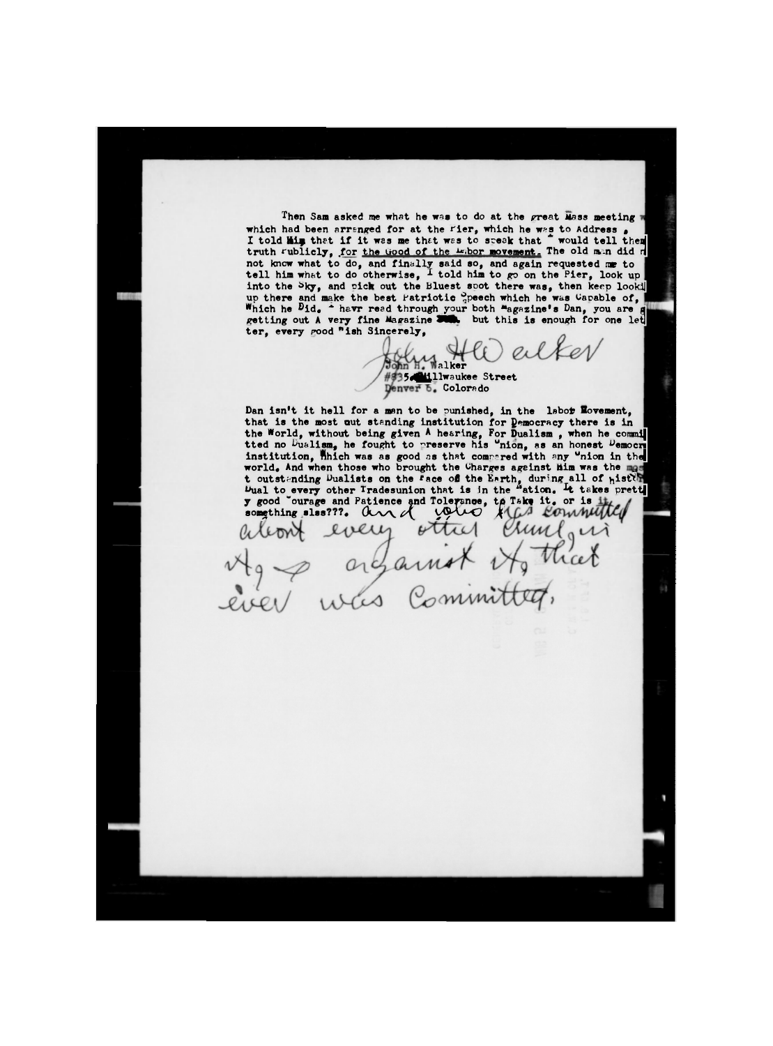Then Sam asked me what he was to do at the great Mass meeting which had been arranged for at the Pier, which he was to Address. I told Him that if it was me that was to speak that I would tell them truth Publicly, for the Good of the Labor movement. The old man did not know what to do, and finally said so, and again requested me to tell him what to do otherwise, I told him to go on the Pier, look up into the Sky, and pick out the Bluest spot there was, then keep looking up there and make the best Patriotic Speech which he was Capable of, Which he Did. I havr read through your both Magazine's Dan, you are getting out A very fine Magazine ███, but this is enough for one letter, every good Wish Sincerely,

John H. Walker

John H. Walker
#835 ███illwaukee Street
Denver 5. Colorado

Dan isn't it hell for a man to be punished, in the labor Movement, that is the most out standing institution for Democracy there is in the World, without being given A hearing, For Dualism, when he committed no Dualism, he fought to preserve his Union, as an honest Democratic institution, Which was as good as that compared with any Union in the world. And when those who brought the Charges against Him was the most outstanding Dualists on the Face of the Earth, during all of history Dual to every other Tradesunion that is in the Nation. It takes pretty good Courage and Patience and Tolerance, to Take it, or is it something else??? and who has committed about every other Crime, in it, against it, that ever was Committed.